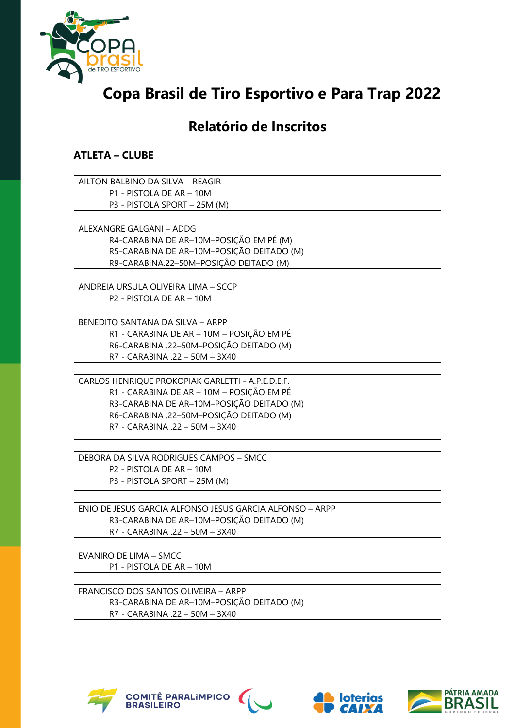# Copa Brasil de Tiro Esportivo e Para Trap 2022

## Relatório de Inscritos

**ATLETA – CLUBE**

AILTON BALBINO DA SILVA – REAGIR
- P1 - PISTOLA DE AR – 10M
- P3 - PISTOLA SPORT – 25M (M)

ALEXANGRE GALGANI – ADDG
- R4-CARABINA DE AR–10M–POSIÇÃO EM PÉ (M)
- R5-CARABINA DE AR–10M–POSIÇÃO DEITADO (M)
- R9-CARABINA.22–50M–POSIÇÃO DEITADO (M)

ANDREIA URSULA OLIVEIRA LIMA – SCCP
- P2 - PISTOLA DE AR – 10M

BENEDITO SANTANA DA SILVA – ARPP
- R1 - CARABINA DE AR – 10M – POSIÇÃO EM PÉ
- R6-CARABINA .22–50M–POSIÇÃO DEITADO (M)
- R7 - CARABINA .22 – 50M – 3X40

CARLOS HENRIQUE PROKOPIAK GARLETTI - A.P.E.D.E.F.
- R1 - CARABINA DE AR – 10M – POSIÇÃO EM PÉ
- R3-CARABINA DE AR–10M–POSIÇÃO DEITADO (M)
- R6-CARABINA .22–50M–POSIÇÃO DEITADO (M)
- R7 - CARABINA .22 – 50M – 3X40

DEBORA DA SILVA RODRIGUES CAMPOS – SMCC
- P2 - PISTOLA DE AR – 10M
- P3 - PISTOLA SPORT – 25M (M)

ENIO DE JESUS GARCIA ALFONSO JESUS GARCIA ALFONSO – ARPP
- R3-CARABINA DE AR–10M–POSIÇÃO DEITADO (M)
- R7 - CARABINA .22 – 50M – 3X40

EVANIRO DE LIMA – SMCC
- P1 - PISTOLA DE AR – 10M

FRANCISCO DOS SANTOS OLIVEIRA – ARPP
- R3-CARABINA DE AR–10M–POSIÇÃO DEITADO (M)
- R7 - CARABINA .22 – 50M – 3X40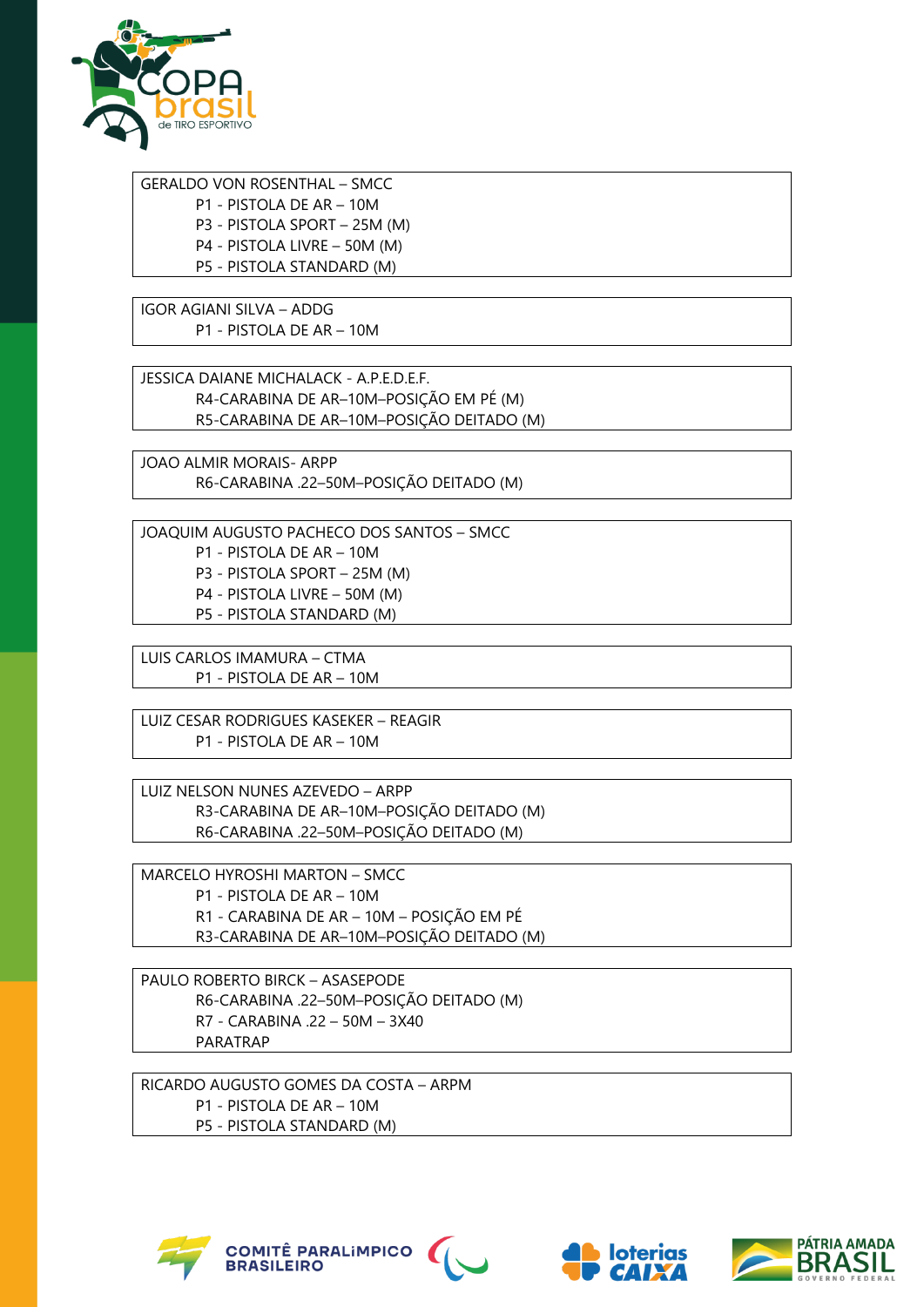GERALDO VON ROSENTHAL – SMCC
- P1 - PISTOLA DE AR – 10M
- P3 - PISTOLA SPORT – 25M (M)
- P4 - PISTOLA LIVRE – 50M (M)
- P5 - PISTOLA STANDARD (M)

IGOR AGIANI SILVA – ADDG
- P1 - PISTOLA DE AR – 10M

JESSICA DAIANE MICHALACK - A.P.E.D.E.F.
- R4-CARABINA DE AR–10M–POSIÇÃO EM PÉ (M)
- R5-CARABINA DE AR–10M–POSIÇÃO DEITADO (M)

JOAO ALMIR MORAIS- ARPP
- R6-CARABINA .22–50M–POSIÇÃO DEITADO (M)

JOAQUIM AUGUSTO PACHECO DOS SANTOS – SMCC
- P1 - PISTOLA DE AR – 10M
- P3 - PISTOLA SPORT – 25M (M)
- P4 - PISTOLA LIVRE – 50M (M)
- P5 - PISTOLA STANDARD (M)

LUIS CARLOS IMAMURA – CTMA
- P1 - PISTOLA DE AR – 10M

LUIZ CESAR RODRIGUES KASEKER – REAGIR
- P1 - PISTOLA DE AR – 10M

LUIZ NELSON NUNES AZEVEDO – ARPP
- R3-CARABINA DE AR–10M–POSIÇÃO DEITADO (M)
- R6-CARABINA .22–50M–POSIÇÃO DEITADO (M)

MARCELO HYROSHI MARTON – SMCC
- P1 - PISTOLA DE AR – 10M
- R1 - CARABINA DE AR – 10M – POSIÇÃO EM PÉ
- R3-CARABINA DE AR–10M–POSIÇÃO DEITADO (M)

PAULO ROBERTO BIRCK – ASASEPODE
- R6-CARABINA .22–50M–POSIÇÃO DEITADO (M)
- R7 - CARABINA .22 – 50M – 3X40
- PARATRAP

RICARDO AUGUSTO GOMES DA COSTA – ARPM
- P1 - PISTOLA DE AR – 10M
- P5 - PISTOLA STANDARD (M)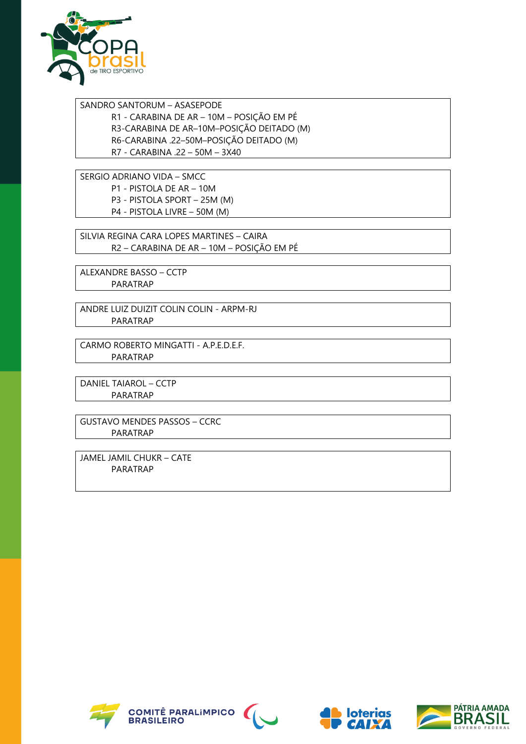SANDRO SANTORUM – ASASEPODE

- R1 - CARABINA DE AR – 10M – POSIÇÃO EM PÉ
- R3-CARABINA DE AR–10M–POSIÇÃO DEITADO (M)
- R6-CARABINA .22–50M–POSIÇÃO DEITADO (M)
- R7 - CARABINA .22 – 50M – 3X40

SERGIO ADRIANO VIDA – SMCC

- P1 - PISTOLA DE AR – 10M
- P3 - PISTOLA SPORT – 25M (M)
- P4 - PISTOLA LIVRE – 50M (M)

SILVIA REGINA CARA LOPES MARTINES – CAIRA

- R2 – CARABINA DE AR – 10M – POSIÇÃO EM PÉ

ALEXANDRE BASSO – CCTP

- PARATRAP

ANDRE LUIZ DUIZIT COLIN COLIN - ARPM-RJ

- PARATRAP

CARMO ROBERTO MINGATTI - A.P.E.D.E.F.

- PARATRAP

DANIEL TAIAROL – CCTP

- PARATRAP

GUSTAVO MENDES PASSOS – CCRC

- PARATRAP

JAMEL JAMIL CHUKR – CATE

- PARATRAP